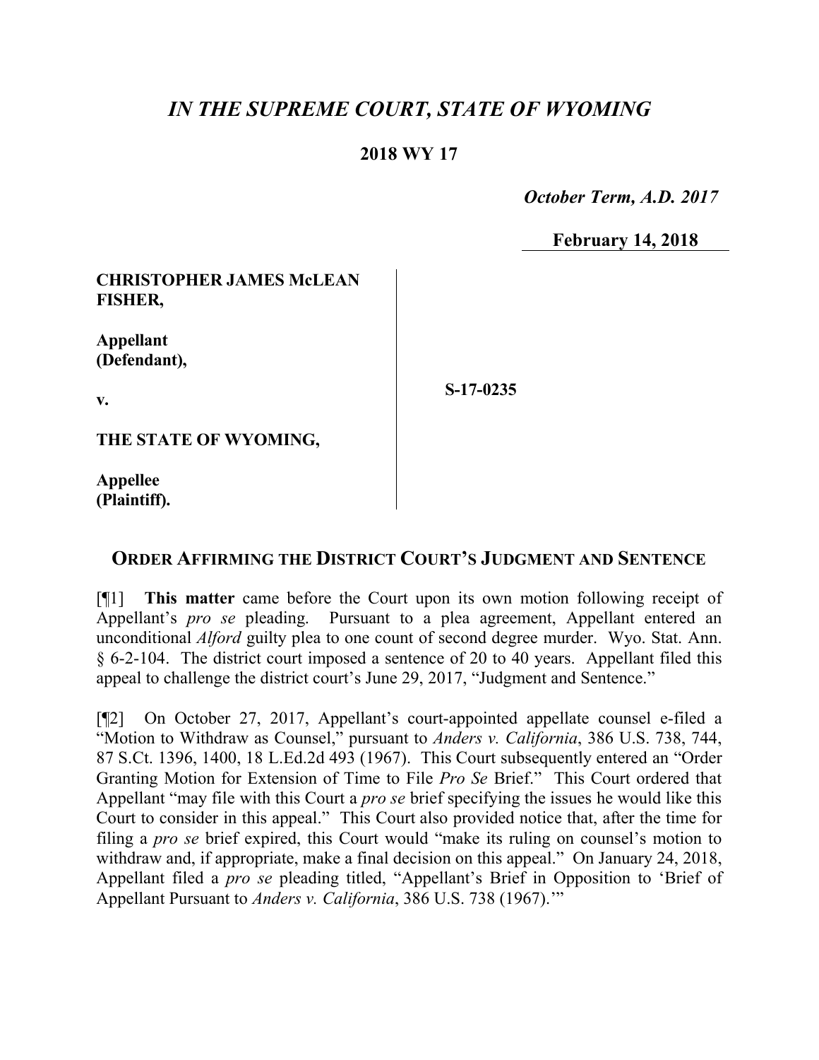# *IN THE SUPREME COURT, STATE OF WYOMING*

**2018 WY 17**

***October Term, A.D. 2017***

**February 14, 2018**

**CHRISTOPHER JAMES McLEAN FISHER,**

**Appellant (Defendant),**

**v.**

**THE STATE OF WYOMING,**

**Appellee (Plaintiff).**

**S-17-0235**

## ORDER AFFIRMING THE DISTRICT COURT'S JUDGMENT AND SENTENCE

[¶1] **This matter** came before the Court upon its own motion following receipt of Appellant's *pro se* pleading. Pursuant to a plea agreement, Appellant entered an unconditional *Alford* guilty plea to one count of second degree murder. Wyo. Stat. Ann. § 6-2-104. The district court imposed a sentence of 20 to 40 years. Appellant filed this appeal to challenge the district court's June 29, 2017, "Judgment and Sentence."

[¶2] On October 27, 2017, Appellant's court-appointed appellate counsel e-filed a "Motion to Withdraw as Counsel," pursuant to *Anders v. California*, 386 U.S. 738, 744, 87 S.Ct. 1396, 1400, 18 L.Ed.2d 493 (1967). This Court subsequently entered an "Order Granting Motion for Extension of Time to File *Pro Se* Brief." This Court ordered that Appellant "may file with this Court a *pro se* brief specifying the issues he would like this Court to consider in this appeal." This Court also provided notice that, after the time for filing a *pro se* brief expired, this Court would "make its ruling on counsel's motion to withdraw and, if appropriate, make a final decision on this appeal." On January 24, 2018, Appellant filed a *pro se* pleading titled, "Appellant's Brief in Opposition to 'Brief of Appellant Pursuant to *Anders v. California*, 386 U.S. 738 (1967).'"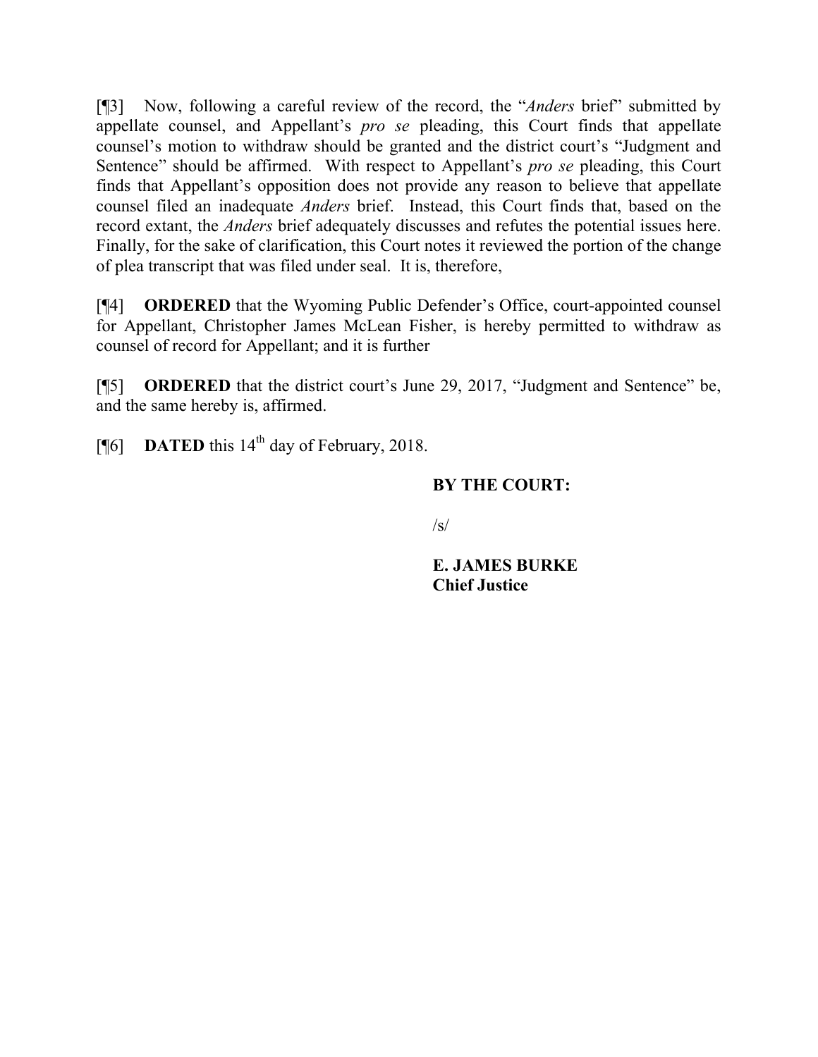[¶3] Now, following a careful review of the record, the "*Anders* brief" submitted by appellate counsel, and Appellant's *pro se* pleading, this Court finds that appellate counsel's motion to withdraw should be granted and the district court's "Judgment and Sentence" should be affirmed. With respect to Appellant's *pro se* pleading, this Court finds that Appellant's opposition does not provide any reason to believe that appellate counsel filed an inadequate *Anders* brief. Instead, this Court finds that, based on the record extant, the *Anders* brief adequately discusses and refutes the potential issues here. Finally, for the sake of clarification, this Court notes it reviewed the portion of the change of plea transcript that was filed under seal. It is, therefore,

[¶4] **ORDERED** that the Wyoming Public Defender's Office, court-appointed counsel for Appellant, Christopher James McLean Fisher, is hereby permitted to withdraw as counsel of record for Appellant; and it is further

[¶5] **ORDERED** that the district court's June 29, 2017, "Judgment and Sentence" be, and the same hereby is, affirmed.

[¶6] **DATED** this 14th day of February, 2018.

**BY THE COURT:**

/s/

**E. JAMES BURKE**
**Chief Justice**